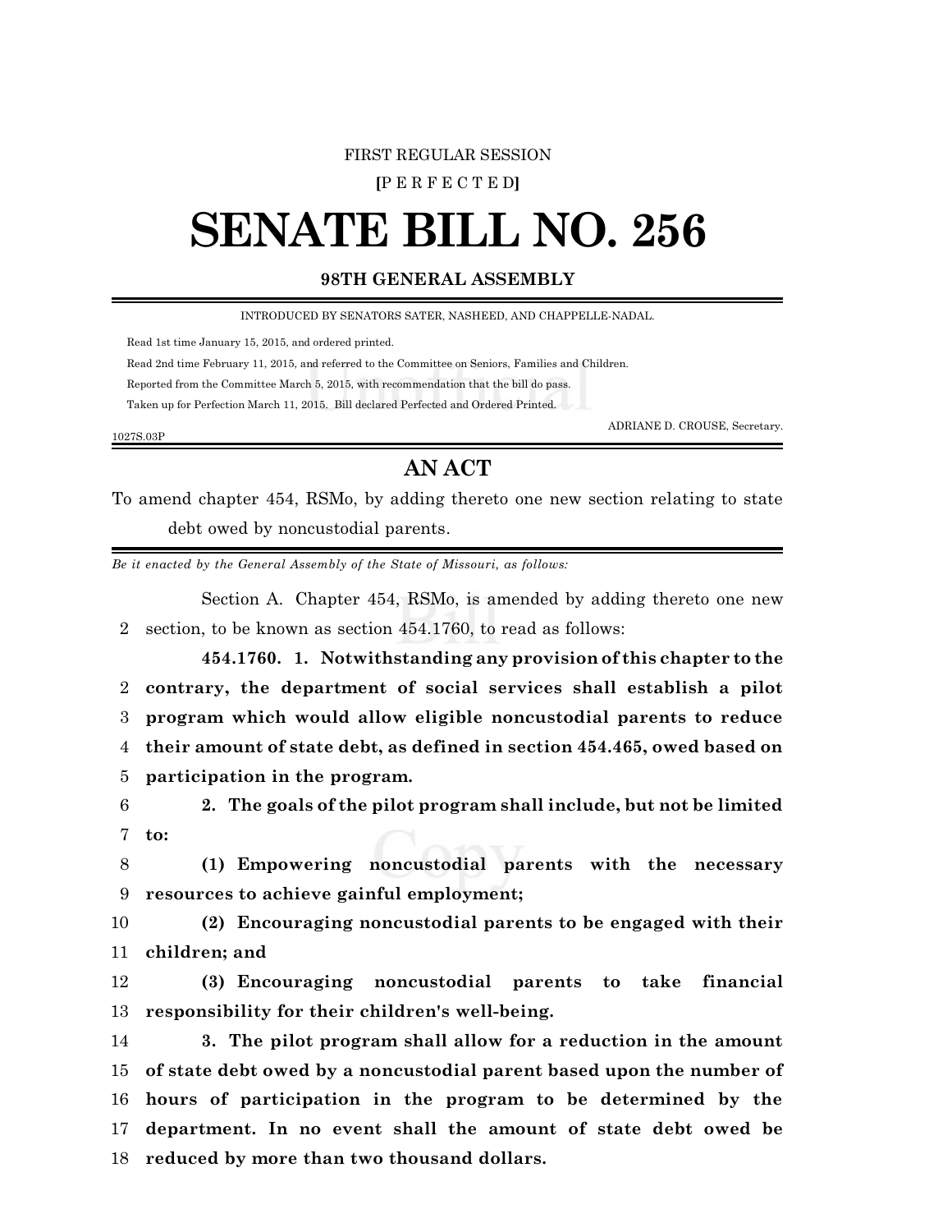FIRST REGULAR SESSION

**[**P E R F E C T E D**]**

# SENATE BILL NO. 256

**98TH GENERAL ASSEMBLY**

INTRODUCED BY SENATORS SATER, NASHEED, AND CHAPPELLE-NADAL.

Read 1st time January 15, 2015, and ordered printed.

Read 2nd time February 11, 2015, and referred to the Committee on Seniors, Families and Children.

Reported from the Committee March 5, 2015, with recommendation that the bill do pass.

Taken up for Perfection March 11, 2015. Bill declared Perfected and Ordered Printed.

ADRIANE D. CROUSE, Secretary.

1027S.03P

## AN ACT

To amend chapter 454, RSMo, by adding thereto one new section relating to state debt owed by noncustodial parents.

*Be it enacted by the General Assembly of the State of Missouri, as follows:*

Section A. Chapter 454, RSMo, is amended by adding thereto one new
2 section, to be known as section 454.1760, to read as follows:

**454.1760. 1. Notwithstanding any provision of this chapter to the**
2 **contrary, the department of social services shall establish a pilot**
3 **program which would allow eligible noncustodial parents to reduce**
4 **their amount of state debt, as defined in section 454.465, owed based on**
5 **participation in the program.**

6 **2. The goals of the pilot program shall include, but not be limited**
7 **to:**

8 **(1) Empowering noncustodial parents with the necessary**
9 **resources to achieve gainful employment;**

10 **(2) Encouraging noncustodial parents to be engaged with their**
11 **children; and**

12 **(3) Encouraging noncustodial parents to take financial**
13 **responsibility for their children's well-being.**

14 **3. The pilot program shall allow for a reduction in the amount**
15 **of state debt owed by a noncustodial parent based upon the number of**
16 **hours of participation in the program to be determined by the**
17 **department. In no event shall the amount of state debt owed be**
18 **reduced by more than two thousand dollars.**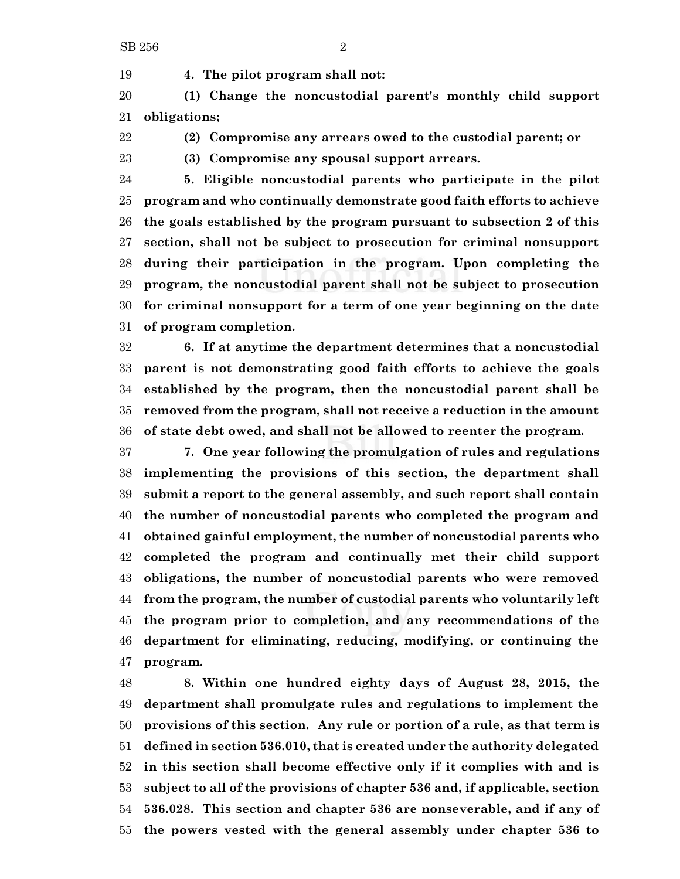**4. The pilot program shall not:**

**(1) Change the noncustodial parent's monthly child support obligations;**

**(2) Compromise any arrears owed to the custodial parent; or**

**(3) Compromise any spousal support arrears.**

**5. Eligible noncustodial parents who participate in the pilot program and who continually demonstrate good faith efforts to achieve the goals established by the program pursuant to subsection 2 of this section, shall not be subject to prosecution for criminal nonsupport during their participation in the program. Upon completing the program, the noncustodial parent shall not be subject to prosecution for criminal nonsupport for a term of one year beginning on the date of program completion.**

**6. If at anytime the department determines that a noncustodial parent is not demonstrating good faith efforts to achieve the goals established by the program, then the noncustodial parent shall be removed from the program, shall not receive a reduction in the amount of state debt owed, and shall not be allowed to reenter the program.**

**7. One year following the promulgation of rules and regulations implementing the provisions of this section, the department shall submit a report to the general assembly, and such report shall contain the number of noncustodial parents who completed the program and obtained gainful employment, the number of noncustodial parents who completed the program and continually met their child support obligations, the number of noncustodial parents who were removed from the program, the number of custodial parents who voluntarily left the program prior to completion, and any recommendations of the department for eliminating, reducing, modifying, or continuing the program.**

**8. Within one hundred eighty days of August 28, 2015, the department shall promulgate rules and regulations to implement the provisions of this section. Any rule or portion of a rule, as that term is defined in section 536.010, that is created under the authority delegated in this section shall become effective only if it complies with and is subject to all of the provisions of chapter 536 and, if applicable, section 536.028. This section and chapter 536 are nonseverable, and if any of the powers vested with the general assembly under chapter 536 to**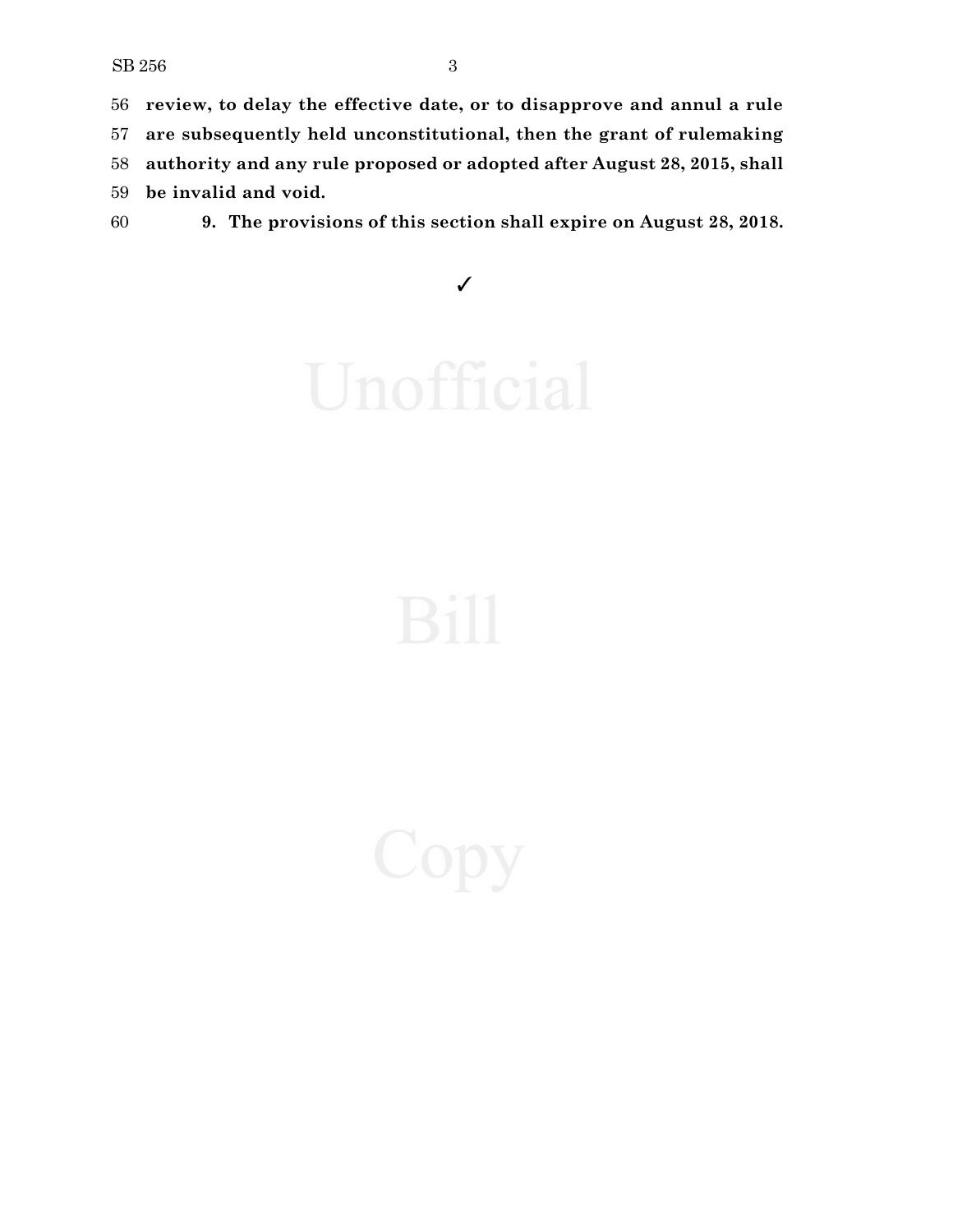**review, to delay the effective date, or to disapprove and annul a rule are subsequently held unconstitutional, then the grant of rulemaking authority and any rule proposed or adopted after August 28, 2015, shall be invalid and void.**

**9. The provisions of this section shall expire on August 28, 2018.**

✓